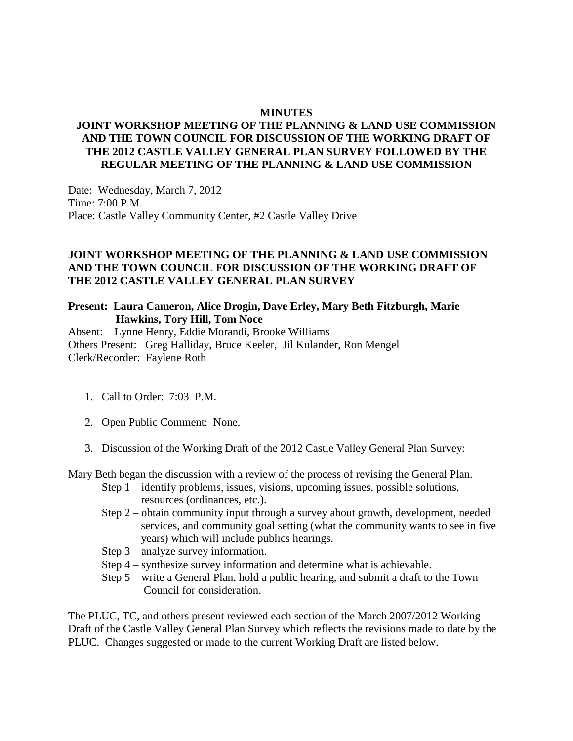# MINUTES

## JOINT WORKSHOP MEETING OF THE PLANNING & LAND USE COMMISSION AND THE TOWN COUNCIL FOR DISCUSSION OF THE WORKING DRAFT OF THE 2012 CASTLE VALLEY GENERAL PLAN SURVEY FOLLOWED BY THE REGULAR MEETING OF THE PLANNING & LAND USE COMMISSION

Date: Wednesday, March 7, 2012
Time: 7:00 P.M.
Place: Castle Valley Community Center, #2 Castle Valley Drive

## JOINT WORKSHOP MEETING OF THE PLANNING & LAND USE COMMISSION AND THE TOWN COUNCIL FOR DISCUSSION OF THE WORKING DRAFT OF THE 2012 CASTLE VALLEY GENERAL PLAN SURVEY

**Present: Laura Cameron, Alice Drogin, Dave Erley, Mary Beth Fitzburgh, Marie Hawkins, Tory Hill, Tom Noce**
Absent: Lynne Henry, Eddie Morandi, Brooke Williams
Others Present: Greg Halliday, Bruce Keeler, Jil Kulander, Ron Mengel
Clerk/Recorder: Faylene Roth

1. Call to Order: 7:03 P.M.
2. Open Public Comment: None.
3. Discussion of the Working Draft of the 2012 Castle Valley General Plan Survey:

Mary Beth began the discussion with a review of the process of revising the General Plan.

- Step 1 – identify problems, issues, visions, upcoming issues, possible solutions, resources (ordinances, etc.).
- Step 2 – obtain community input through a survey about growth, development, needed services, and community goal setting (what the community wants to see in five years) which will include publics hearings.
- Step 3 – analyze survey information.
- Step 4 – synthesize survey information and determine what is achievable.
- Step 5 – write a General Plan, hold a public hearing, and submit a draft to the Town Council for consideration.

The PLUC, TC, and others present reviewed each section of the March 2007/2012 Working Draft of the Castle Valley General Plan Survey which reflects the revisions made to date by the PLUC. Changes suggested or made to the current Working Draft are listed below.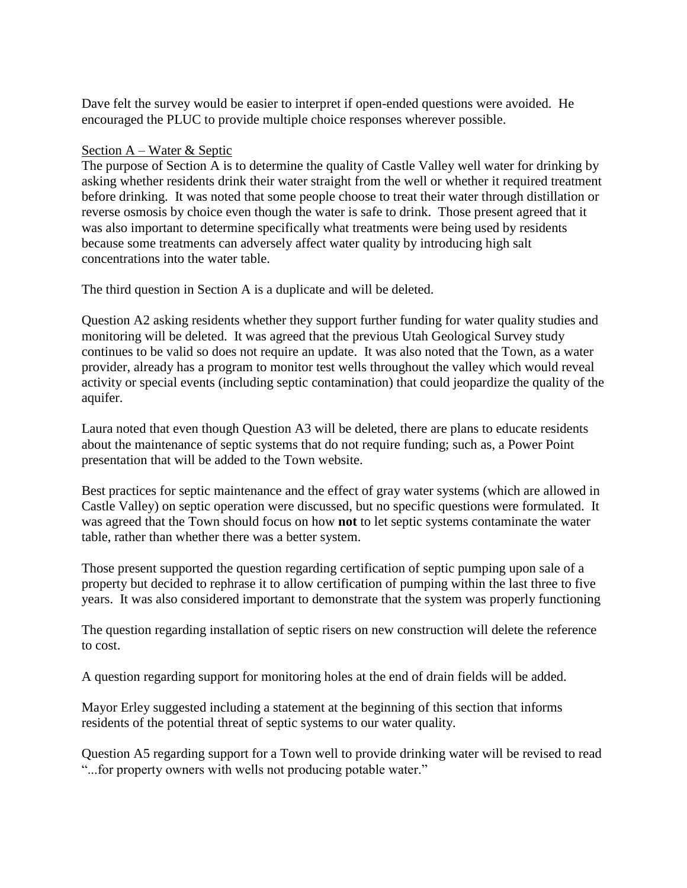Dave felt the survey would be easier to interpret if open-ended questions were avoided. He encouraged the PLUC to provide multiple choice responses wherever possible.

<u>Section A – Water & Septic</u>

The purpose of Section A is to determine the quality of Castle Valley well water for drinking by asking whether residents drink their water straight from the well or whether it required treatment before drinking. It was noted that some people choose to treat their water through distillation or reverse osmosis by choice even though the water is safe to drink. Those present agreed that it was also important to determine specifically what treatments were being used by residents because some treatments can adversely affect water quality by introducing high salt concentrations into the water table.

The third question in Section A is a duplicate and will be deleted.

Question A2 asking residents whether they support further funding for water quality studies and monitoring will be deleted. It was agreed that the previous Utah Geological Survey study continues to be valid so does not require an update. It was also noted that the Town, as a water provider, already has a program to monitor test wells throughout the valley which would reveal activity or special events (including septic contamination) that could jeopardize the quality of the aquifer.

Laura noted that even though Question A3 will be deleted, there are plans to educate residents about the maintenance of septic systems that do not require funding; such as, a Power Point presentation that will be added to the Town website.

Best practices for septic maintenance and the effect of gray water systems (which are allowed in Castle Valley) on septic operation were discussed, but no specific questions were formulated. It was agreed that the Town should focus on how **not** to let septic systems contaminate the water table, rather than whether there was a better system.

Those present supported the question regarding certification of septic pumping upon sale of a property but decided to rephrase it to allow certification of pumping within the last three to five years. It was also considered important to demonstrate that the system was properly functioning

The question regarding installation of septic risers on new construction will delete the reference to cost.

A question regarding support for monitoring holes at the end of drain fields will be added.

Mayor Erley suggested including a statement at the beginning of this section that informs residents of the potential threat of septic systems to our water quality.

Question A5 regarding support for a Town well to provide drinking water will be revised to read "...for property owners with wells not producing potable water."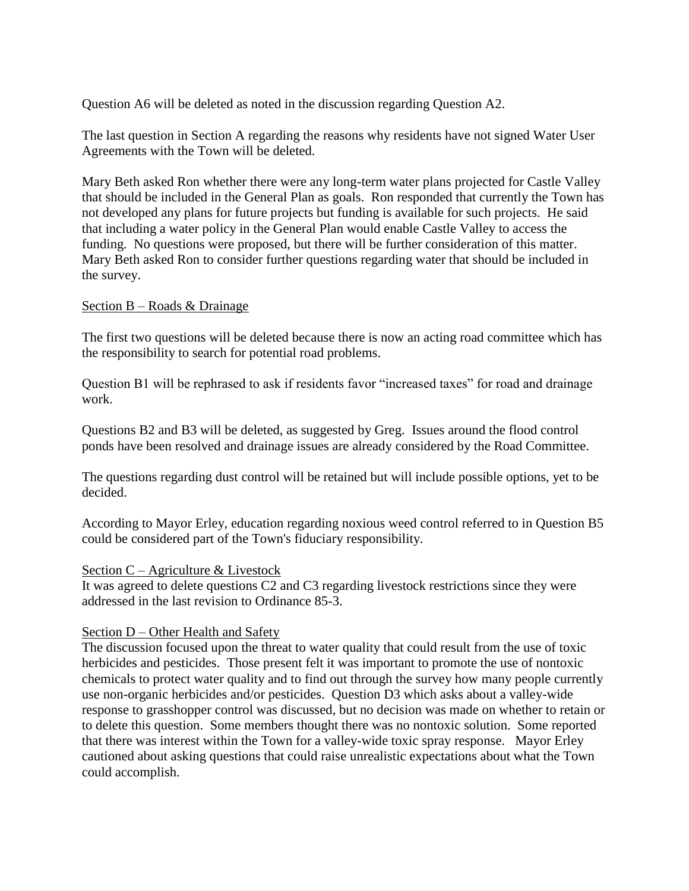Question A6 will be deleted as noted in the discussion regarding Question A2.

The last question in Section A regarding the reasons why residents have not signed Water User Agreements with the Town will be deleted.

Mary Beth asked Ron whether there were any long-term water plans projected for Castle Valley that should be included in the General Plan as goals. Ron responded that currently the Town has not developed any plans for future projects but funding is available for such projects. He said that including a water policy in the General Plan would enable Castle Valley to access the funding. No questions were proposed, but there will be further consideration of this matter. Mary Beth asked Ron to consider further questions regarding water that should be included in the survey.

<u>Section B – Roads & Drainage</u>

The first two questions will be deleted because there is now an acting road committee which has the responsibility to search for potential road problems.

Question B1 will be rephrased to ask if residents favor "increased taxes" for road and drainage work.

Questions B2 and B3 will be deleted, as suggested by Greg. Issues around the flood control ponds have been resolved and drainage issues are already considered by the Road Committee.

The questions regarding dust control will be retained but will include possible options, yet to be decided.

According to Mayor Erley, education regarding noxious weed control referred to in Question B5 could be considered part of the Town's fiduciary responsibility.

<u>Section C – Agriculture & Livestock</u>

It was agreed to delete questions C2 and C3 regarding livestock restrictions since they were addressed in the last revision to Ordinance 85-3.

<u>Section D – Other Health and Safety</u>

The discussion focused upon the threat to water quality that could result from the use of toxic herbicides and pesticides. Those present felt it was important to promote the use of nontoxic chemicals to protect water quality and to find out through the survey how many people currently use non-organic herbicides and/or pesticides. Question D3 which asks about a valley-wide response to grasshopper control was discussed, but no decision was made on whether to retain or to delete this question. Some members thought there was no nontoxic solution. Some reported that there was interest within the Town for a valley-wide toxic spray response. Mayor Erley cautioned about asking questions that could raise unrealistic expectations about what the Town could accomplish.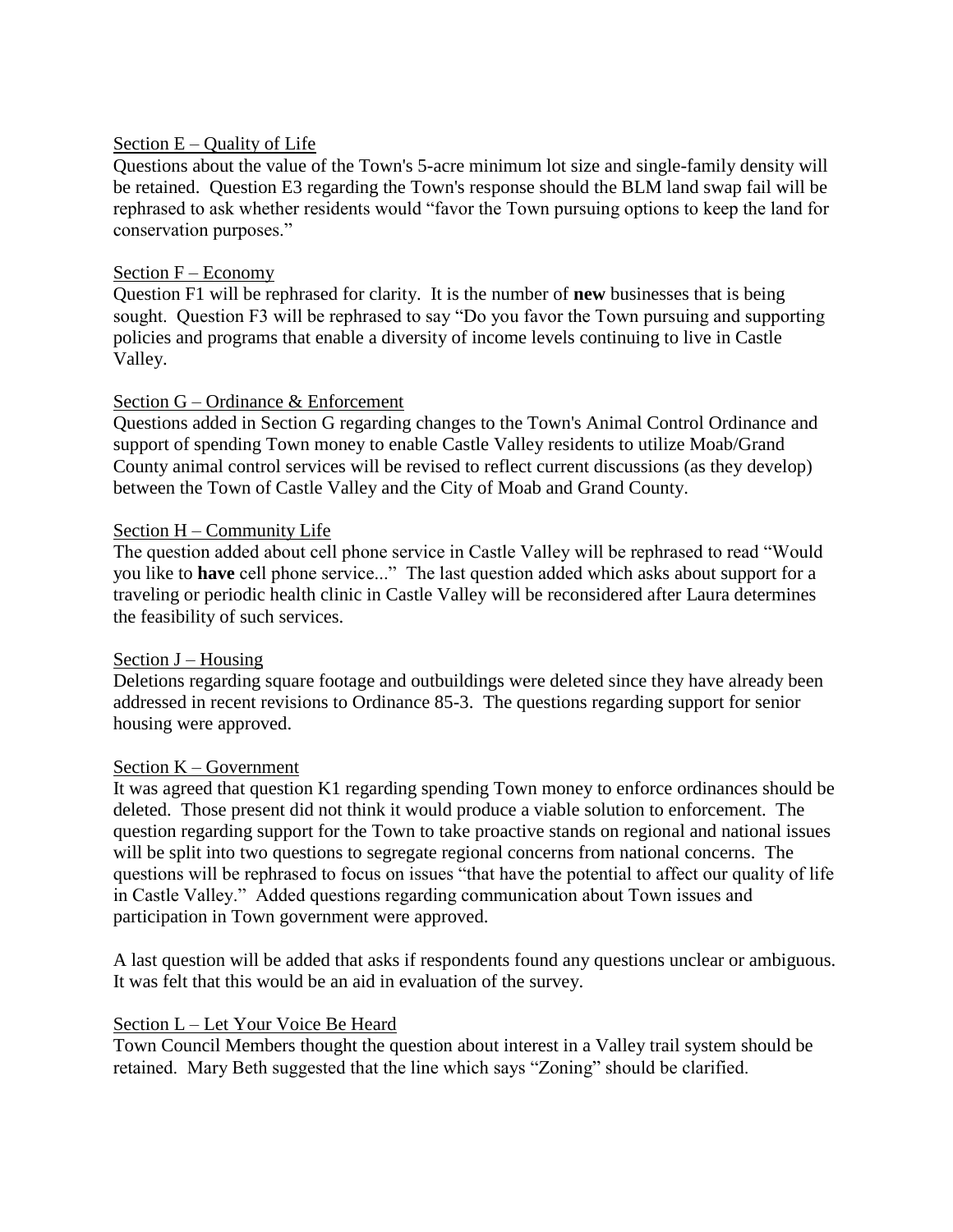Section E – Quality of Life

Questions about the value of the Town's 5-acre minimum lot size and single-family density will be retained. Question E3 regarding the Town's response should the BLM land swap fail will be rephrased to ask whether residents would "favor the Town pursuing options to keep the land for conservation purposes."

Section F – Economy

Question F1 will be rephrased for clarity. It is the number of **new** businesses that is being sought. Question F3 will be rephrased to say "Do you favor the Town pursuing and supporting policies and programs that enable a diversity of income levels continuing to live in Castle Valley.

Section G – Ordinance & Enforcement

Questions added in Section G regarding changes to the Town's Animal Control Ordinance and support of spending Town money to enable Castle Valley residents to utilize Moab/Grand County animal control services will be revised to reflect current discussions (as they develop) between the Town of Castle Valley and the City of Moab and Grand County.

Section H – Community Life

The question added about cell phone service in Castle Valley will be rephrased to read "Would you like to **have** cell phone service..." The last question added which asks about support for a traveling or periodic health clinic in Castle Valley will be reconsidered after Laura determines the feasibility of such services.

Section J – Housing

Deletions regarding square footage and outbuildings were deleted since they have already been addressed in recent revisions to Ordinance 85-3. The questions regarding support for senior housing were approved.

Section K – Government

It was agreed that question K1 regarding spending Town money to enforce ordinances should be deleted. Those present did not think it would produce a viable solution to enforcement. The question regarding support for the Town to take proactive stands on regional and national issues will be split into two questions to segregate regional concerns from national concerns. The questions will be rephrased to focus on issues "that have the potential to affect our quality of life in Castle Valley." Added questions regarding communication about Town issues and participation in Town government were approved.

A last question will be added that asks if respondents found any questions unclear or ambiguous. It was felt that this would be an aid in evaluation of the survey.

Section L – Let Your Voice Be Heard

Town Council Members thought the question about interest in a Valley trail system should be retained. Mary Beth suggested that the line which says "Zoning" should be clarified.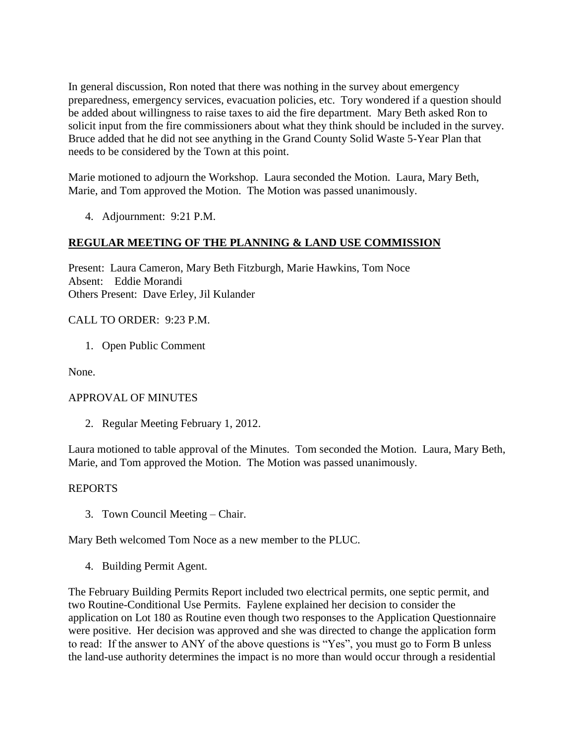In general discussion, Ron noted that there was nothing in the survey about emergency preparedness, emergency services, evacuation policies, etc. Tory wondered if a question should be added about willingness to raise taxes to aid the fire department. Mary Beth asked Ron to solicit input from the fire commissioners about what they think should be included in the survey. Bruce added that he did not see anything in the Grand County Solid Waste 5-Year Plan that needs to be considered by the Town at this point.

Marie motioned to adjourn the Workshop. Laura seconded the Motion. Laura, Mary Beth, Marie, and Tom approved the Motion. The Motion was passed unanimously.

4. Adjournment: 9:21 P.M.

## **REGULAR MEETING OF THE PLANNING & LAND USE COMMISSION**

Present: Laura Cameron, Mary Beth Fitzburgh, Marie Hawkins, Tom Noce
Absent: Eddie Morandi
Others Present: Dave Erley, Jil Kulander

CALL TO ORDER: 9:23 P.M.

1. Open Public Comment

None.

APPROVAL OF MINUTES

2. Regular Meeting February 1, 2012.

Laura motioned to table approval of the Minutes. Tom seconded the Motion. Laura, Mary Beth, Marie, and Tom approved the Motion. The Motion was passed unanimously.

REPORTS

3. Town Council Meeting – Chair.

Mary Beth welcomed Tom Noce as a new member to the PLUC.

4. Building Permit Agent.

The February Building Permits Report included two electrical permits, one septic permit, and two Routine-Conditional Use Permits. Faylene explained her decision to consider the application on Lot 180 as Routine even though two responses to the Application Questionnaire were positive. Her decision was approved and she was directed to change the application form to read: If the answer to ANY of the above questions is "Yes", you must go to Form B unless the land-use authority determines the impact is no more than would occur through a residential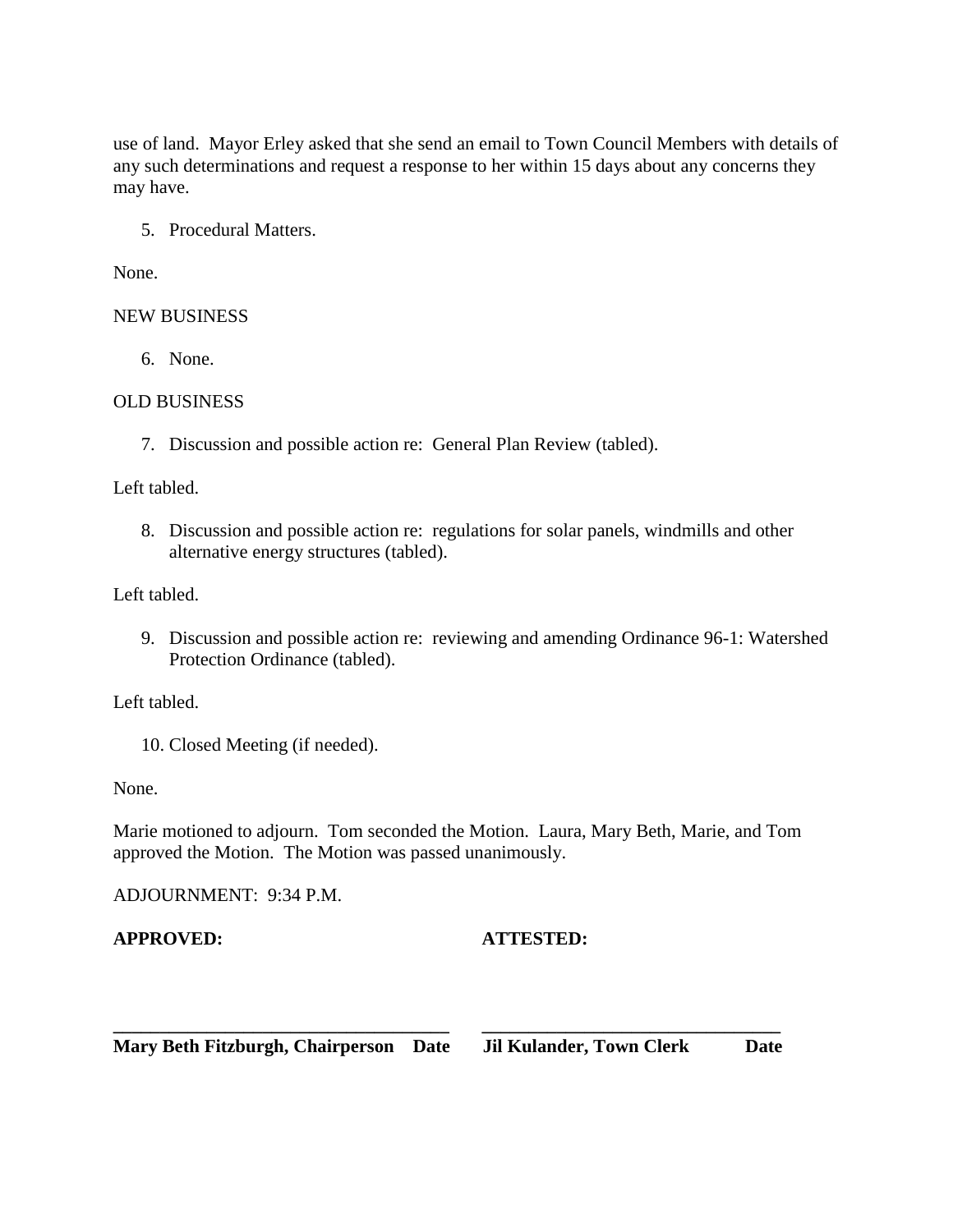use of land. Mayor Erley asked that she send an email to Town Council Members with details of any such determinations and request a response to her within 15 days about any concerns they may have.

5. Procedural Matters.

None.

NEW BUSINESS

6. None.

OLD BUSINESS

7. Discussion and possible action re: General Plan Review (tabled).

Left tabled.

8. Discussion and possible action re: regulations for solar panels, windmills and other alternative energy structures (tabled).

Left tabled.

9. Discussion and possible action re: reviewing and amending Ordinance 96-1: Watershed Protection Ordinance (tabled).

Left tabled.

10. Closed Meeting (if needed).

None.

Marie motioned to adjourn. Tom seconded the Motion. Laura, Mary Beth, Marie, and Tom approved the Motion. The Motion was passed unanimously.

ADJOURNMENT: 9:34 P.M.

**APPROVED:** **ATTESTED:**

______________________________________ ________________________________

**Mary Beth Fitzburgh, Chairperson Date** **Jil Kulander, Town Clerk Date**